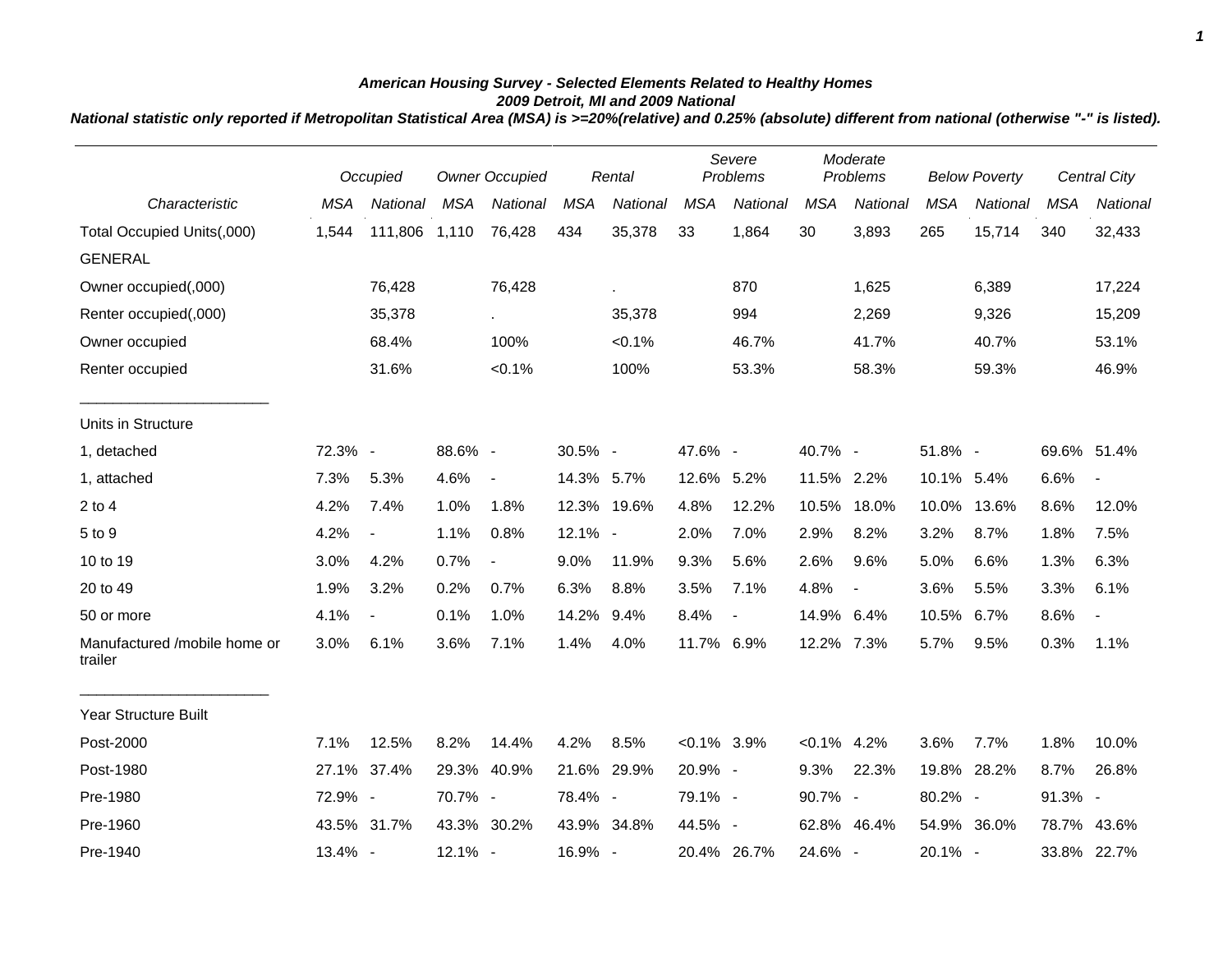### *American Housing Survey - Selected Elements Related to Healthy Homes*
### *2009 Detroit, MI and 2009 National*
### *National statistic only reported if Metropolitan Statistical Area (MSA) is >=20%(relative) and 0.25% (absolute) different from national (otherwise "-" is listed).*

| | *Occupied* | | *Owner Occupied* | | *Rental* | | *Severe Problems* | | *Moderate Problems* | | *Below Poverty* | | *Central City* | |
|---|---|---|---|---|---|---|---|---|---|---|---|---|---|---|
| *Characteristic* | *MSA* | *National* | *MSA* | *National* | *MSA* | *National* | *MSA* | *National* | *MSA* | *National* | *MSA* | *National* | *MSA* | *National* |
| Total Occupied Units(,000) | 1,544 | 111,806 | 1,110 | 76,428 | 434 | 35,378 | 33 | 1,864 | 30 | 3,893 | 265 | 15,714 | 340 | 32,433 |
| GENERAL | | | | | | | | | | | | | | |
| Owner occupied(,000) | | 76,428 | | 76,428 | | . | | 870 | | 1,625 | | 6,389 | | 17,224 |
| Renter occupied(,000) | | 35,378 | | . | | 35,378 | | 994 | | 2,269 | | 9,326 | | 15,209 |
| Owner occupied | | 68.4% | | 100% | | <0.1% | | 46.7% | | 41.7% | | 40.7% | | 53.1% |
| Renter occupied | | 31.6% | | <0.1% | | 100% | | 53.3% | | 58.3% | | 59.3% | | 46.9% |
| Units in Structure | | | | | | | | | | | | | | |
| 1, detached | 72.3% | - | 88.6% | - | 30.5% | - | 47.6% | - | 40.7% | - | 51.8% | - | 69.6% | 51.4% |
| 1, attached | 7.3% | 5.3% | 4.6% | - | 14.3% | 5.7% | 12.6% | 5.2% | 11.5% | 2.2% | 10.1% | 5.4% | 6.6% | - |
| 2 to 4 | 4.2% | 7.4% | 1.0% | 1.8% | 12.3% | 19.6% | 4.8% | 12.2% | 10.5% | 18.0% | 10.0% | 13.6% | 8.6% | 12.0% |
| 5 to 9 | 4.2% | - | 1.1% | 0.8% | 12.1% | - | 2.0% | 7.0% | 2.9% | 8.2% | 3.2% | 8.7% | 1.8% | 7.5% |
| 10 to 19 | 3.0% | 4.2% | 0.7% | - | 9.0% | 11.9% | 9.3% | 5.6% | 2.6% | 9.6% | 5.0% | 6.6% | 1.3% | 6.3% |
| 20 to 49 | 1.9% | 3.2% | 0.2% | 0.7% | 6.3% | 8.8% | 3.5% | 7.1% | 4.8% | - | 3.6% | 5.5% | 3.3% | 6.1% |
| 50 or more | 4.1% | - | 0.1% | 1.0% | 14.2% | 9.4% | 8.4% | - | 14.9% | 6.4% | 10.5% | 6.7% | 8.6% | - |
| Manufactured /mobile home or trailer | 3.0% | 6.1% | 3.6% | 7.1% | 1.4% | 4.0% | 11.7% | 6.9% | 12.2% | 7.3% | 5.7% | 9.5% | 0.3% | 1.1% |
| Year Structure Built | | | | | | | | | | | | | | |
| Post-2000 | 7.1% | 12.5% | 8.2% | 14.4% | 4.2% | 8.5% | <0.1% | 3.9% | <0.1% | 4.2% | 3.6% | 7.7% | 1.8% | 10.0% |
| Post-1980 | 27.1% | 37.4% | 29.3% | 40.9% | 21.6% | 29.9% | 20.9% | - | 9.3% | 22.3% | 19.8% | 28.2% | 8.7% | 26.8% |
| Pre-1980 | 72.9% | - | 70.7% | - | 78.4% | - | 79.1% | - | 90.7% | - | 80.2% | - | 91.3% | - |
| Pre-1960 | 43.5% | 31.7% | 43.3% | 30.2% | 43.9% | 34.8% | 44.5% | - | 62.8% | 46.4% | 54.9% | 36.0% | 78.7% | 43.6% |
| Pre-1940 | 13.4% | - | 12.1% | - | 16.9% | - | 20.4% | 26.7% | 24.6% | - | 20.1% | - | 33.8% | 22.7% |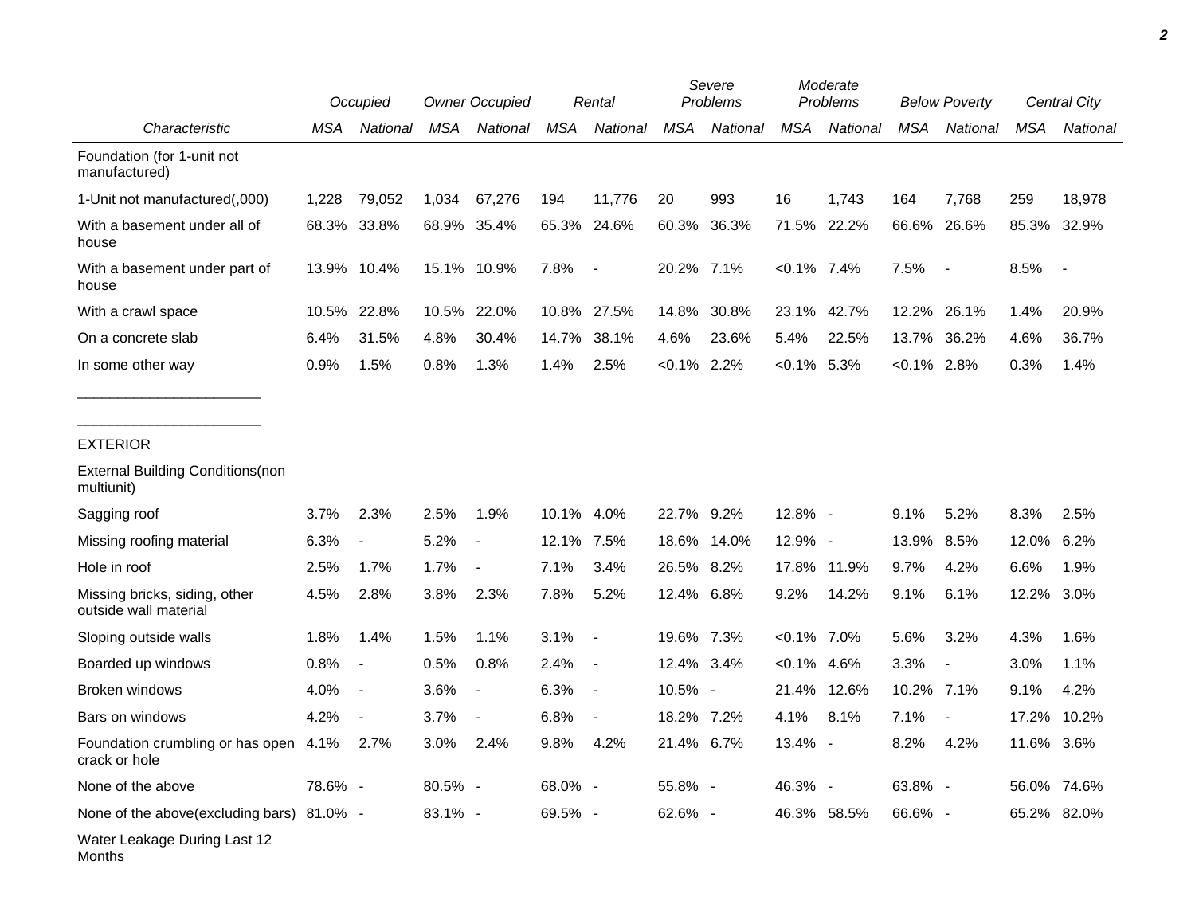| Characteristic | Occupied | | Owner Occupied | | Rental | | Severe Problems | | Moderate Problems | | Below Poverty | | Central City | |
|---|---|---|---|---|---|---|---|---|---|---|---|---|---|---|
| | MSA | National | MSA | National | MSA | National | MSA | National | MSA | National | MSA | National | MSA | National |
| Foundation (for 1-unit not manufactured) | | | | | | | | | | | | | | |
| 1-Unit not manufactured(,000) | 1,228 | 79,052 | 1,034 | 67,276 | 194 | 11,776 | 20 | 993 | 16 | 1,743 | 164 | 7,768 | 259 | 18,978 |
| With a basement under all of house | 68.3% | 33.8% | 68.9% | 35.4% | 65.3% | 24.6% | 60.3% | 36.3% | 71.5% | 22.2% | 66.6% | 26.6% | 85.3% | 32.9% |
| With a basement under part of house | 13.9% | 10.4% | 15.1% | 10.9% | 7.8% | - | 20.2% | 7.1% | <0.1% | 7.4% | 7.5% | - | 8.5% | - |
| With a crawl space | 10.5% | 22.8% | 10.5% | 22.0% | 10.8% | 27.5% | 14.8% | 30.8% | 23.1% | 42.7% | 12.2% | 26.1% | 1.4% | 20.9% |
| On a concrete slab | 6.4% | 31.5% | 4.8% | 30.4% | 14.7% | 38.1% | 4.6% | 23.6% | 5.4% | 22.5% | 13.7% | 36.2% | 4.6% | 36.7% |
| In some other way | 0.9% | 1.5% | 0.8% | 1.3% | 1.4% | 2.5% | <0.1% | 2.2% | <0.1% | 5.3% | <0.1% | 2.8% | 0.3% | 1.4% |
| EXTERIOR | | | | | | | | | | | | | | |
| External Building Conditions(non multiunit) | | | | | | | | | | | | | | |
| Sagging roof | 3.7% | 2.3% | 2.5% | 1.9% | 10.1% | 4.0% | 22.7% | 9.2% | 12.8% | - | 9.1% | 5.2% | 8.3% | 2.5% |
| Missing roofing material | 6.3% | - | 5.2% | - | 12.1% | 7.5% | 18.6% | 14.0% | 12.9% | - | 13.9% | 8.5% | 12.0% | 6.2% |
| Hole in roof | 2.5% | 1.7% | 1.7% | - | 7.1% | 3.4% | 26.5% | 8.2% | 17.8% | 11.9% | 9.7% | 4.2% | 6.6% | 1.9% |
| Missing bricks, siding, other outside wall material | 4.5% | 2.8% | 3.8% | 2.3% | 7.8% | 5.2% | 12.4% | 6.8% | 9.2% | 14.2% | 9.1% | 6.1% | 12.2% | 3.0% |
| Sloping outside walls | 1.8% | 1.4% | 1.5% | 1.1% | 3.1% | - | 19.6% | 7.3% | <0.1% | 7.0% | 5.6% | 3.2% | 4.3% | 1.6% |
| Boarded up windows | 0.8% | - | 0.5% | 0.8% | 2.4% | - | 12.4% | 3.4% | <0.1% | 4.6% | 3.3% | - | 3.0% | 1.1% |
| Broken windows | 4.0% | - | 3.6% | - | 6.3% | - | 10.5% | - | 21.4% | 12.6% | 10.2% | 7.1% | 9.1% | 4.2% |
| Bars on windows | 4.2% | - | 3.7% | - | 6.8% | - | 18.2% | 7.2% | 4.1% | 8.1% | 7.1% | - | 17.2% | 10.2% |
| Foundation crumbling or has open crack or hole | 4.1% | 2.7% | 3.0% | 2.4% | 9.8% | 4.2% | 21.4% | 6.7% | 13.4% | - | 8.2% | 4.2% | 11.6% | 3.6% |
| None of the above | 78.6% | - | 80.5% | - | 68.0% | - | 55.8% | - | 46.3% | - | 63.8% | - | 56.0% | 74.6% |
| None of the above(excluding bars) | 81.0% | - | 83.1% | - | 69.5% | - | 62.6% | - | 46.3% | 58.5% | 66.6% | - | 65.2% | 82.0% |
| Water Leakage During Last 12 Months | | | | | | | | | | | | | | |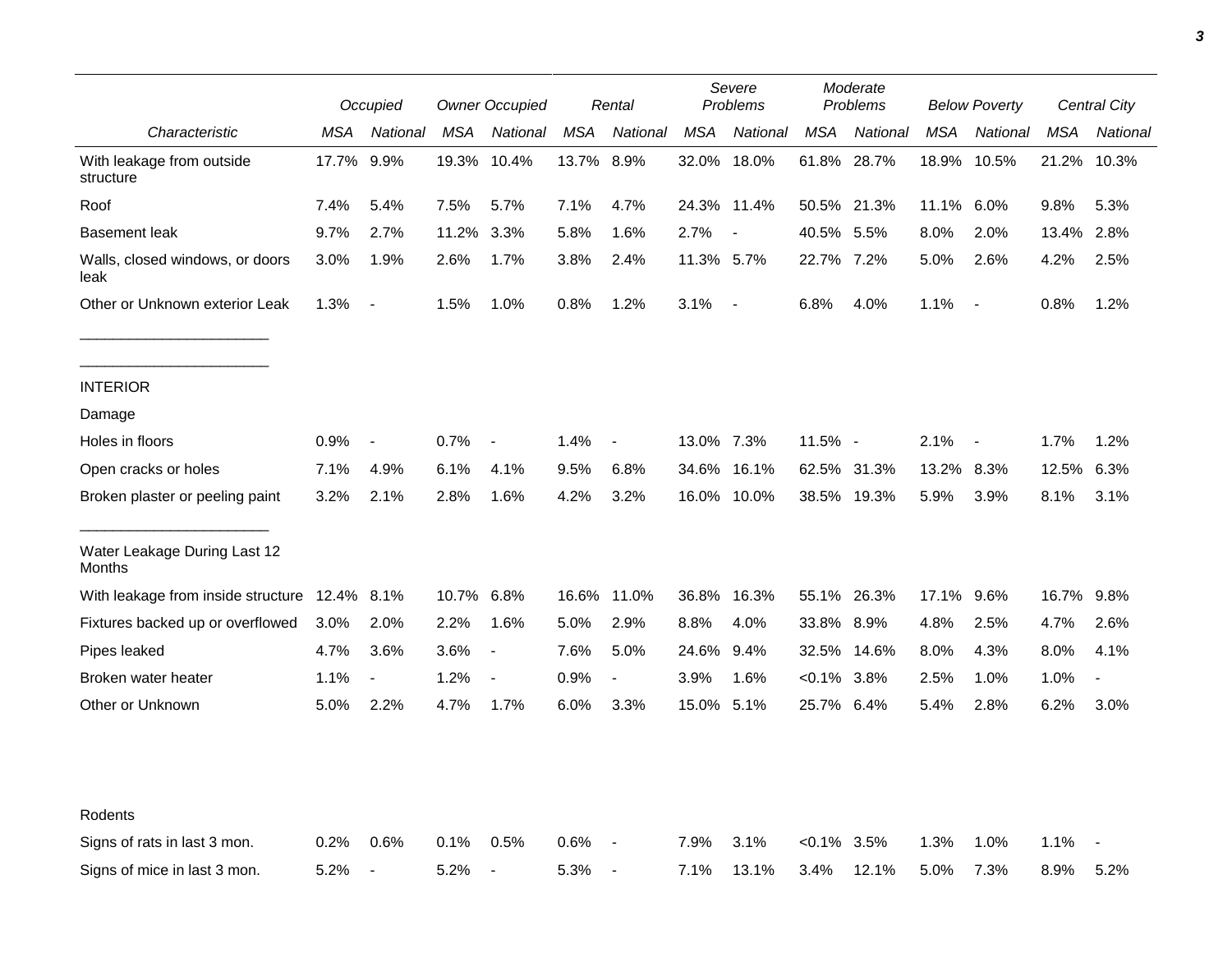| Characteristic | Occupied | | Owner Occupied | | Rental | | Severe Problems | | Moderate Problems | | Below Poverty | | Central City | |
|---|---|---|---|---|---|---|---|---|---|---|---|---|---|---|
| | *MSA* | *National* | *MSA* | *National* | *MSA* | *National* | *MSA* | *National* | *MSA* | *National* | *MSA* | *National* | *MSA* | *National* |
| With leakage from outside structure | 17.7% | 9.9% | 19.3% | 10.4% | 13.7% | 8.9% | 32.0% | 18.0% | 61.8% | 28.7% | 18.9% | 10.5% | 21.2% | 10.3% |
| Roof | 7.4% | 5.4% | 7.5% | 5.7% | 7.1% | 4.7% | 24.3% | 11.4% | 50.5% | 21.3% | 11.1% | 6.0% | 9.8% | 5.3% |
| Basement leak | 9.7% | 2.7% | 11.2% | 3.3% | 5.8% | 1.6% | 2.7% | - | 40.5% | 5.5% | 8.0% | 2.0% | 13.4% | 2.8% |
| Walls, closed windows, or doors leak | 3.0% | 1.9% | 2.6% | 1.7% | 3.8% | 2.4% | 11.3% | 5.7% | 22.7% | 7.2% | 5.0% | 2.6% | 4.2% | 2.5% |
| Other or Unknown exterior Leak | 1.3% | - | 1.5% | 1.0% | 0.8% | 1.2% | 3.1% | - | 6.8% | 4.0% | 1.1% | - | 0.8% | 1.2% |
| INTERIOR | | | | | | | | | | | | | | |
| Damage | | | | | | | | | | | | | | |
| Holes in floors | 0.9% | - | 0.7% | - | 1.4% | - | 13.0% | 7.3% | 11.5% | - | 2.1% | - | 1.7% | 1.2% |
| Open cracks or holes | 7.1% | 4.9% | 6.1% | 4.1% | 9.5% | 6.8% | 34.6% | 16.1% | 62.5% | 31.3% | 13.2% | 8.3% | 12.5% | 6.3% |
| Broken plaster or peeling paint | 3.2% | 2.1% | 2.8% | 1.6% | 4.2% | 3.2% | 16.0% | 10.0% | 38.5% | 19.3% | 5.9% | 3.9% | 8.1% | 3.1% |
| Water Leakage During Last 12 Months | | | | | | | | | | | | | | |
| With leakage from inside structure | 12.4% | 8.1% | 10.7% | 6.8% | 16.6% | 11.0% | 36.8% | 16.3% | 55.1% | 26.3% | 17.1% | 9.6% | 16.7% | 9.8% |
| Fixtures backed up or overflowed | 3.0% | 2.0% | 2.2% | 1.6% | 5.0% | 2.9% | 8.8% | 4.0% | 33.8% | 8.9% | 4.8% | 2.5% | 4.7% | 2.6% |
| Pipes leaked | 4.7% | 3.6% | 3.6% | - | 7.6% | 5.0% | 24.6% | 9.4% | 32.5% | 14.6% | 8.0% | 4.3% | 8.0% | 4.1% |
| Broken water heater | 1.1% | - | 1.2% | - | 0.9% | - | 3.9% | 1.6% | <0.1% | 3.8% | 2.5% | 1.0% | 1.0% | - |
| Other or Unknown | 5.0% | 2.2% | 4.7% | 1.7% | 6.0% | 3.3% | 15.0% | 5.1% | 25.7% | 6.4% | 5.4% | 2.8% | 6.2% | 3.0% |
| Rodents | | | | | | | | | | | | | | |
| Signs of rats in last 3 mon. | 0.2% | 0.6% | 0.1% | 0.5% | 0.6% | - | 7.9% | 3.1% | <0.1% | 3.5% | 1.3% | 1.0% | 1.1% | - |
| Signs of mice in last 3 mon. | 5.2% | - | 5.2% | - | 5.3% | - | 7.1% | 13.1% | 3.4% | 12.1% | 5.0% | 7.3% | 8.9% | 5.2% |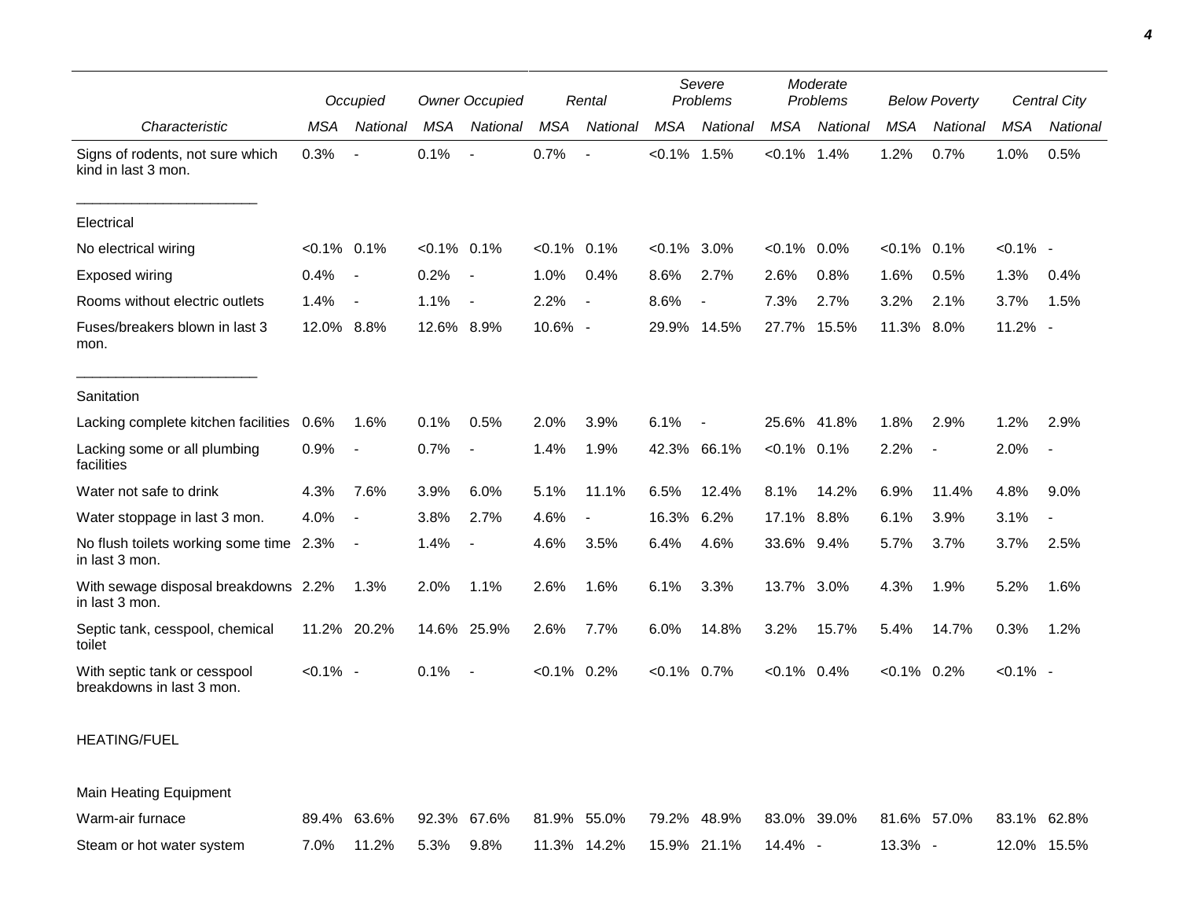| | Occupied | | Owner Occupied | | Rental | | Severe Problems | | Moderate Problems | | Below Poverty | | Central City | |
|---|---|---|---|---|---|---|---|---|---|---|---|---|---|---|
| *Characteristic* | *MSA* | *National* | *MSA* | *National* | *MSA* | *National* | *MSA* | *National* | *MSA* | *National* | *MSA* | *National* | *MSA* | *National* |
| Signs of rodents, not sure which kind in last 3 mon. | 0.3% | - | 0.1% | - | 0.7% | - | <0.1% | 1.5% | <0.1% | 1.4% | 1.2% | 0.7% | 1.0% | 0.5% |
| Electrical | | | | | | | | | | | | | | |
| No electrical wiring | <0.1% | 0.1% | <0.1% | 0.1% | <0.1% | 0.1% | <0.1% | 3.0% | <0.1% | 0.0% | <0.1% | 0.1% | <0.1% | - |
| Exposed wiring | 0.4% | - | 0.2% | - | 1.0% | 0.4% | 8.6% | 2.7% | 2.6% | 0.8% | 1.6% | 0.5% | 1.3% | 0.4% |
| Rooms without electric outlets | 1.4% | - | 1.1% | - | 2.2% | - | 8.6% | - | 7.3% | 2.7% | 3.2% | 2.1% | 3.7% | 1.5% |
| Fuses/breakers blown in last 3 mon. | 12.0% | 8.8% | 12.6% | 8.9% | 10.6% | - | 29.9% | 14.5% | 27.7% | 15.5% | 11.3% | 8.0% | 11.2% | - |
| Sanitation | | | | | | | | | | | | | | |
| Lacking complete kitchen facilities | 0.6% | 1.6% | 0.1% | 0.5% | 2.0% | 3.9% | 6.1% | - | 25.6% | 41.8% | 1.8% | 2.9% | 1.2% | 2.9% |
| Lacking some or all plumbing facilities | 0.9% | - | 0.7% | - | 1.4% | 1.9% | 42.3% | 66.1% | <0.1% | 0.1% | 2.2% | - | 2.0% | - |
| Water not safe to drink | 4.3% | 7.6% | 3.9% | 6.0% | 5.1% | 11.1% | 6.5% | 12.4% | 8.1% | 14.2% | 6.9% | 11.4% | 4.8% | 9.0% |
| Water stoppage in last 3 mon. | 4.0% | - | 3.8% | 2.7% | 4.6% | - | 16.3% | 6.2% | 17.1% | 8.8% | 6.1% | 3.9% | 3.1% | - |
| No flush toilets working some time in last 3 mon. | 2.3% | - | 1.4% | - | 4.6% | 3.5% | 6.4% | 4.6% | 33.6% | 9.4% | 5.7% | 3.7% | 3.7% | 2.5% |
| With sewage disposal breakdowns in last 3 mon. | 2.2% | 1.3% | 2.0% | 1.1% | 2.6% | 1.6% | 6.1% | 3.3% | 13.7% | 3.0% | 4.3% | 1.9% | 5.2% | 1.6% |
| Septic tank, cesspool, chemical toilet | 11.2% | 20.2% | 14.6% | 25.9% | 2.6% | 7.7% | 6.0% | 14.8% | 3.2% | 15.7% | 5.4% | 14.7% | 0.3% | 1.2% |
| With septic tank or cesspool breakdowns in last 3 mon. | <0.1% | - | 0.1% | - | <0.1% | 0.2% | <0.1% | 0.7% | <0.1% | 0.4% | <0.1% | 0.2% | <0.1% | - |
| HEATING/FUEL | | | | | | | | | | | | | | |
| Main Heating Equipment | | | | | | | | | | | | | | |
| Warm-air furnace | 89.4% | 63.6% | 92.3% | 67.6% | 81.9% | 55.0% | 79.2% | 48.9% | 83.0% | 39.0% | 81.6% | 57.0% | 83.1% | 62.8% |
| Steam or hot water system | 7.0% | 11.2% | 5.3% | 9.8% | 11.3% | 14.2% | 15.9% | 21.1% | 14.4% | - | 13.3% | - | 12.0% | 15.5% |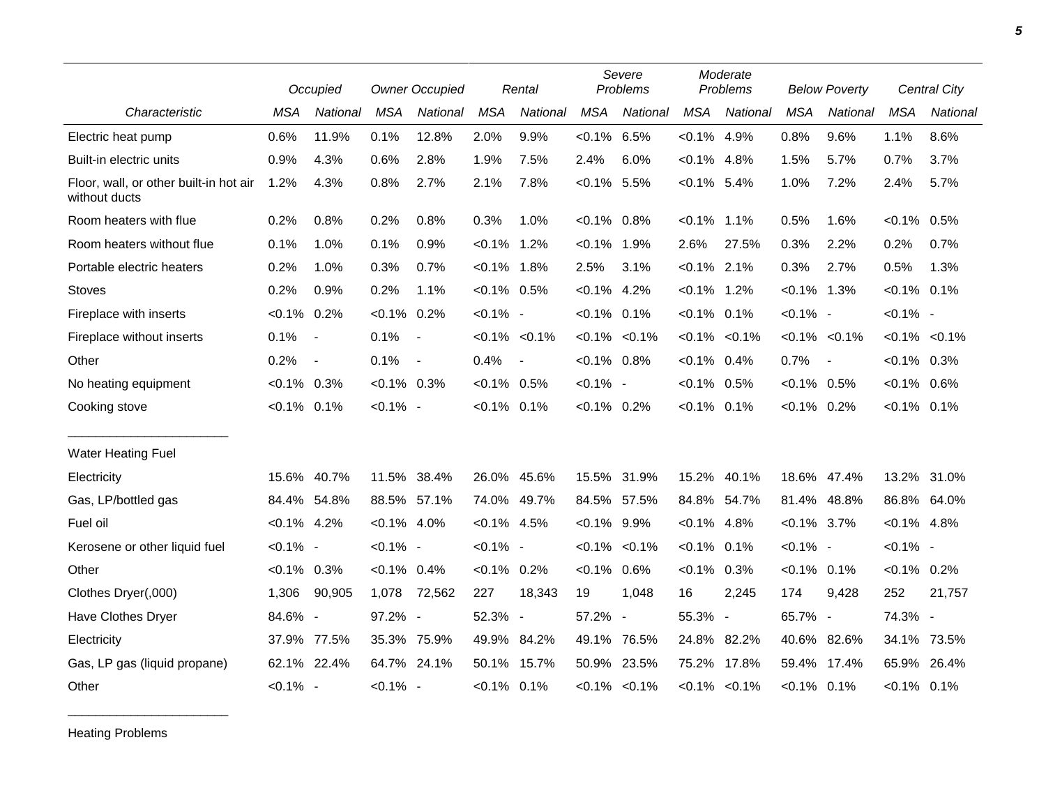| Characteristic | Occupied | | Owner Occupied | | Rental | | Severe Problems | | Moderate Problems | | Below Poverty | | Central City | |
|---|---|---|---|---|---|---|---|---|---|---|---|---|---|---|
| | MSA | National | MSA | National | MSA | National | MSA | National | MSA | National | MSA | National | MSA | National |
| Electric heat pump | 0.6% | 11.9% | 0.1% | 12.8% | 2.0% | 9.9% | <0.1% | 6.5% | <0.1% | 4.9% | 0.8% | 9.6% | 1.1% | 8.6% |
| Built-in electric units | 0.9% | 4.3% | 0.6% | 2.8% | 1.9% | 7.5% | 2.4% | 6.0% | <0.1% | 4.8% | 1.5% | 5.7% | 0.7% | 3.7% |
| Floor, wall, or other built-in hot air without ducts | 1.2% | 4.3% | 0.8% | 2.7% | 2.1% | 7.8% | <0.1% | 5.5% | <0.1% | 5.4% | 1.0% | 7.2% | 2.4% | 5.7% |
| Room heaters with flue | 0.2% | 0.8% | 0.2% | 0.8% | 0.3% | 1.0% | <0.1% | 0.8% | <0.1% | 1.1% | 0.5% | 1.6% | <0.1% | 0.5% |
| Room heaters without flue | 0.1% | 1.0% | 0.1% | 0.9% | <0.1% | 1.2% | <0.1% | 1.9% | 2.6% | 27.5% | 0.3% | 2.2% | 0.2% | 0.7% |
| Portable electric heaters | 0.2% | 1.0% | 0.3% | 0.7% | <0.1% | 1.8% | 2.5% | 3.1% | <0.1% | 2.1% | 0.3% | 2.7% | 0.5% | 1.3% |
| Stoves | 0.2% | 0.9% | 0.2% | 1.1% | <0.1% | 0.5% | <0.1% | 4.2% | <0.1% | 1.2% | <0.1% | 1.3% | <0.1% | 0.1% |
| Fireplace with inserts | <0.1% | 0.2% | <0.1% | 0.2% | <0.1% | - | <0.1% | 0.1% | <0.1% | 0.1% | <0.1% | - | <0.1% | - |
| Fireplace without inserts | 0.1% | - | 0.1% | - | <0.1% | <0.1% | <0.1% | <0.1% | <0.1% | <0.1% | <0.1% | <0.1% | <0.1% | <0.1% |
| Other | 0.2% | - | 0.1% | - | 0.4% | - | <0.1% | 0.8% | <0.1% | 0.4% | 0.7% | - | <0.1% | 0.3% |
| No heating equipment | <0.1% | 0.3% | <0.1% | 0.3% | <0.1% | 0.5% | <0.1% | - | <0.1% | 0.5% | <0.1% | 0.5% | <0.1% | 0.6% |
| Cooking stove | <0.1% | 0.1% | <0.1% | - | <0.1% | 0.1% | <0.1% | 0.2% | <0.1% | 0.1% | <0.1% | 0.2% | <0.1% | 0.1% |
| Water Heating Fuel | | | | | | | | | | | | | | |
| Electricity | 15.6% | 40.7% | 11.5% | 38.4% | 26.0% | 45.6% | 15.5% | 31.9% | 15.2% | 40.1% | 18.6% | 47.4% | 13.2% | 31.0% |
| Gas, LP/bottled gas | 84.4% | 54.8% | 88.5% | 57.1% | 74.0% | 49.7% | 84.5% | 57.5% | 84.8% | 54.7% | 81.4% | 48.8% | 86.8% | 64.0% |
| Fuel oil | <0.1% | 4.2% | <0.1% | 4.0% | <0.1% | 4.5% | <0.1% | 9.9% | <0.1% | 4.8% | <0.1% | 3.7% | <0.1% | 4.8% |
| Kerosene or other liquid fuel | <0.1% | - | <0.1% | - | <0.1% | - | <0.1% | <0.1% | <0.1% | 0.1% | <0.1% | - | <0.1% | - |
| Other | <0.1% | 0.3% | <0.1% | 0.4% | <0.1% | 0.2% | <0.1% | 0.6% | <0.1% | 0.3% | <0.1% | 0.1% | <0.1% | 0.2% |
| Clothes Dryer(,000) | 1,306 | 90,905 | 1,078 | 72,562 | 227 | 18,343 | 19 | 1,048 | 16 | 2,245 | 174 | 9,428 | 252 | 21,757 |
| Have Clothes Dryer | 84.6% | - | 97.2% | - | 52.3% | - | 57.2% | - | 55.3% | - | 65.7% | - | 74.3% | - |
| Electricity | 37.9% | 77.5% | 35.3% | 75.9% | 49.9% | 84.2% | 49.1% | 76.5% | 24.8% | 82.2% | 40.6% | 82.6% | 34.1% | 73.5% |
| Gas, LP gas (liquid propane) | 62.1% | 22.4% | 64.7% | 24.1% | 50.1% | 15.7% | 50.9% | 23.5% | 75.2% | 17.8% | 59.4% | 17.4% | 65.9% | 26.4% |
| Other | <0.1% | - | <0.1% | - | <0.1% | 0.1% | <0.1% | <0.1% | <0.1% | <0.1% | <0.1% | 0.1% | <0.1% | 0.1% |

Heating Problems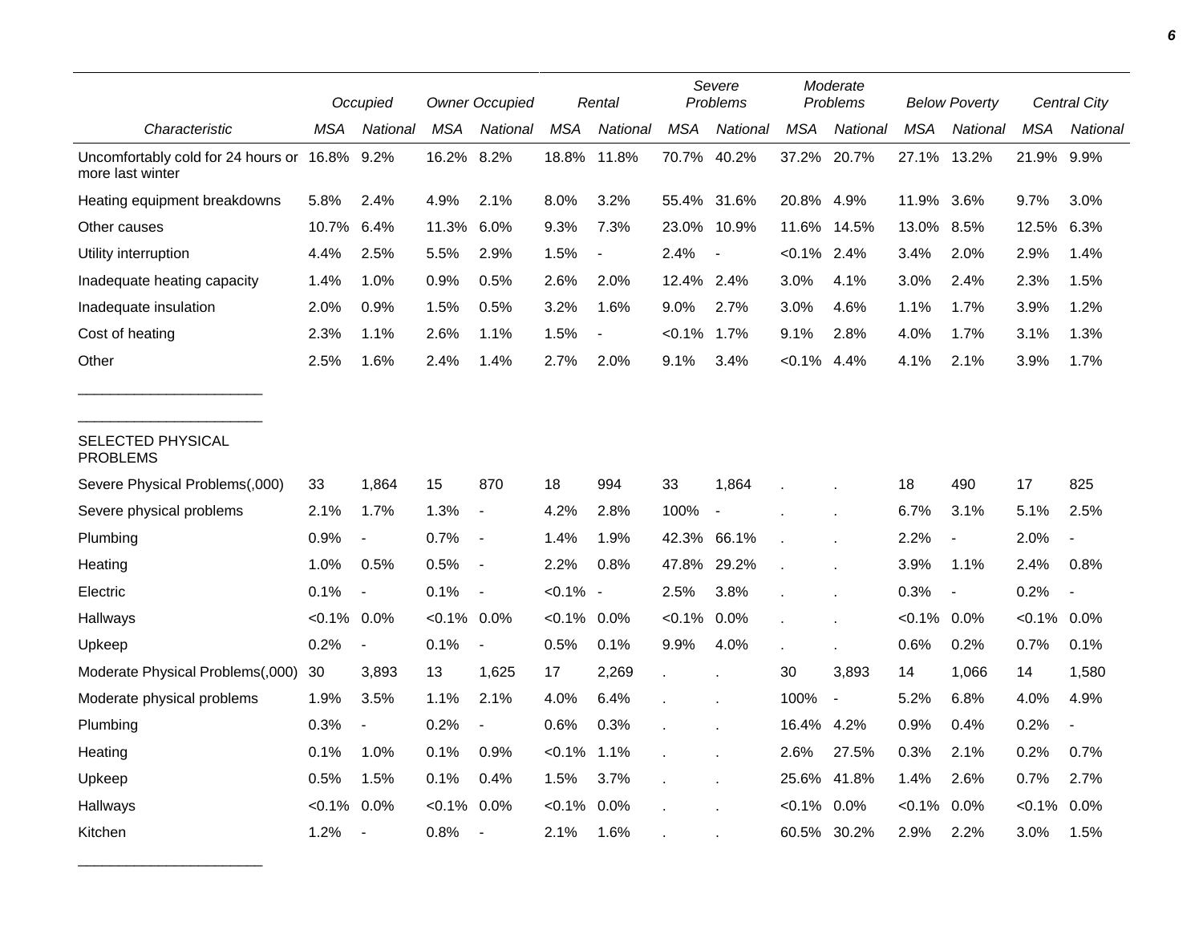| Characteristic | Occupied | | Owner Occupied | | Rental | | Severe Problems | | Moderate Problems | | Below Poverty | | Central City | |
|---|---|---|---|---|---|---|---|---|---|---|---|---|---|---|
| | MSA | National | MSA | National | MSA | National | MSA | National | MSA | National | MSA | National | MSA | National |
| Uncomfortably cold for 24 hours or more last winter | 16.8% | 9.2% | 16.2% | 8.2% | 18.8% | 11.8% | 70.7% | 40.2% | 37.2% | 20.7% | 27.1% | 13.2% | 21.9% | 9.9% |
| Heating equipment breakdowns | 5.8% | 2.4% | 4.9% | 2.1% | 8.0% | 3.2% | 55.4% | 31.6% | 20.8% | 4.9% | 11.9% | 3.6% | 9.7% | 3.0% |
| Other causes | 10.7% | 6.4% | 11.3% | 6.0% | 9.3% | 7.3% | 23.0% | 10.9% | 11.6% | 14.5% | 13.0% | 8.5% | 12.5% | 6.3% |
| Utility interruption | 4.4% | 2.5% | 5.5% | 2.9% | 1.5% | - | 2.4% | - | <0.1% | 2.4% | 3.4% | 2.0% | 2.9% | 1.4% |
| Inadequate heating capacity | 1.4% | 1.0% | 0.9% | 0.5% | 2.6% | 2.0% | 12.4% | 2.4% | 3.0% | 4.1% | 3.0% | 2.4% | 2.3% | 1.5% |
| Inadequate insulation | 2.0% | 0.9% | 1.5% | 0.5% | 3.2% | 1.6% | 9.0% | 2.7% | 3.0% | 4.6% | 1.1% | 1.7% | 3.9% | 1.2% |
| Cost of heating | 2.3% | 1.1% | 2.6% | 1.1% | 1.5% | - | <0.1% | 1.7% | 9.1% | 2.8% | 4.0% | 1.7% | 3.1% | 1.3% |
| Other | 2.5% | 1.6% | 2.4% | 1.4% | 2.7% | 2.0% | 9.1% | 3.4% | <0.1% | 4.4% | 4.1% | 2.1% | 3.9% | 1.7% |
| SELECTED PHYSICAL PROBLEMS | | | | | | | | | | | | | | |
| Severe Physical Problems(,000) | 33 | 1,864 | 15 | 870 | 18 | 994 | 33 | 1,864 | . | . | 18 | 490 | 17 | 825 |
| Severe physical problems | 2.1% | 1.7% | 1.3% | - | 4.2% | 2.8% | 100% | - | . | . | 6.7% | 3.1% | 5.1% | 2.5% |
| Plumbing | 0.9% | - | 0.7% | - | 1.4% | 1.9% | 42.3% | 66.1% | . | . | 2.2% | - | 2.0% | - |
| Heating | 1.0% | 0.5% | 0.5% | - | 2.2% | 0.8% | 47.8% | 29.2% | . | . | 3.9% | 1.1% | 2.4% | 0.8% |
| Electric | 0.1% | - | 0.1% | - | <0.1% | - | 2.5% | 3.8% | . | . | 0.3% | - | 0.2% | - |
| Hallways | <0.1% | 0.0% | <0.1% | 0.0% | <0.1% | 0.0% | <0.1% | 0.0% | . | . | <0.1% | 0.0% | <0.1% | 0.0% |
| Upkeep | 0.2% | - | 0.1% | - | 0.5% | 0.1% | 9.9% | 4.0% | . | . | 0.6% | 0.2% | 0.7% | 0.1% |
| Moderate Physical Problems(,000) | 30 | 3,893 | 13 | 1,625 | 17 | 2,269 | . | . | 30 | 3,893 | 14 | 1,066 | 14 | 1,580 |
| Moderate physical problems | 1.9% | 3.5% | 1.1% | 2.1% | 4.0% | 6.4% | . | . | 100% | - | 5.2% | 6.8% | 4.0% | 4.9% |
| Plumbing | 0.3% | - | 0.2% | - | 0.6% | 0.3% | . | . | 16.4% | 4.2% | 0.9% | 0.4% | 0.2% | - |
| Heating | 0.1% | 1.0% | 0.1% | 0.9% | <0.1% | 1.1% | . | . | 2.6% | 27.5% | 0.3% | 2.1% | 0.2% | 0.7% |
| Upkeep | 0.5% | 1.5% | 0.1% | 0.4% | 1.5% | 3.7% | . | . | 25.6% | 41.8% | 1.4% | 2.6% | 0.7% | 2.7% |
| Hallways | <0.1% | 0.0% | <0.1% | 0.0% | <0.1% | 0.0% | . | . | <0.1% | 0.0% | <0.1% | 0.0% | <0.1% | 0.0% |
| Kitchen | 1.2% | - | 0.8% | - | 2.1% | 1.6% | . | . | 60.5% | 30.2% | 2.9% | 2.2% | 3.0% | 1.5% |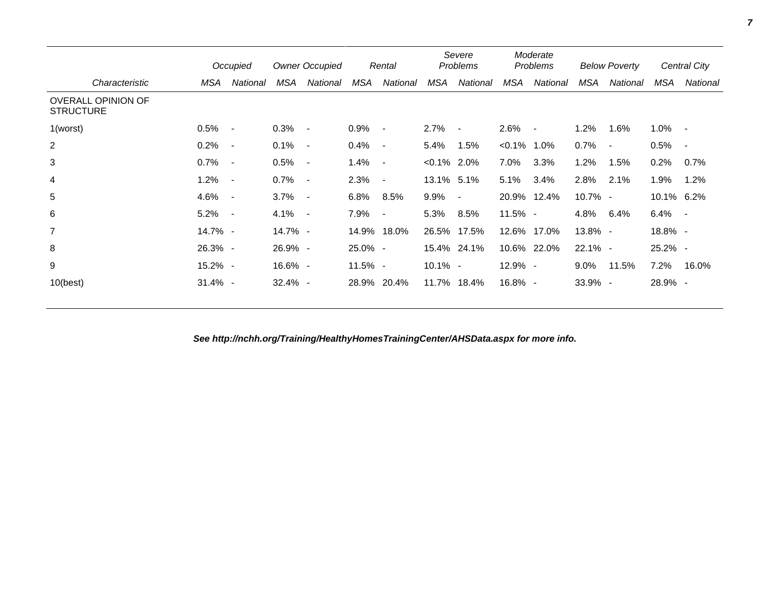| | Occupied | | Owner Occupied | | Rental | | Severe Problems | | Moderate Problems | | Below Poverty | | Central City | |
|---|---|---|---|---|---|---|---|---|---|---|---|---|---|---|
| *Characteristic* | *MSA* | *National* | *MSA* | *National* | *MSA* | *National* | *MSA* | *National* | *MSA* | *National* | *MSA* | *National* | *MSA* | *National* |
| OVERALL OPINION OF STRUCTURE | | | | | | | | | | | | | | |
| 1(worst) | 0.5% | - | 0.3% | - | 0.9% | - | 2.7% | - | 2.6% | - | 1.2% | 1.6% | 1.0% | - |
| 2 | 0.2% | - | 0.1% | - | 0.4% | - | 5.4% | 1.5% | <0.1% | 1.0% | 0.7% | - | 0.5% | - |
| 3 | 0.7% | - | 0.5% | - | 1.4% | - | <0.1% | 2.0% | 7.0% | 3.3% | 1.2% | 1.5% | 0.2% | 0.7% |
| 4 | 1.2% | - | 0.7% | - | 2.3% | - | 13.1% | 5.1% | 5.1% | 3.4% | 2.8% | 2.1% | 1.9% | 1.2% |
| 5 | 4.6% | - | 3.7% | - | 6.8% | 8.5% | 9.9% | - | 20.9% | 12.4% | 10.7% | - | 10.1% | 6.2% |
| 6 | 5.2% | - | 4.1% | - | 7.9% | - | 5.3% | 8.5% | 11.5% | - | 4.8% | 6.4% | 6.4% | - |
| 7 | 14.7% | - | 14.7% | - | 14.9% | 18.0% | 26.5% | 17.5% | 12.6% | 17.0% | 13.8% | - | 18.8% | - |
| 8 | 26.3% | - | 26.9% | - | 25.0% | - | 15.4% | 24.1% | 10.6% | 22.0% | 22.1% | - | 25.2% | - |
| 9 | 15.2% | - | 16.6% | - | 11.5% | - | 10.1% | - | 12.9% | - | 9.0% | 11.5% | 7.2% | 16.0% |
| 10(best) | 31.4% | - | 32.4% | - | 28.9% | 20.4% | 11.7% | 18.4% | 16.8% | - | 33.9% | - | 28.9% | - |

***See http://nchh.org/Training/HealthyHomesTrainingCenter/AHSData.aspx for more info.***